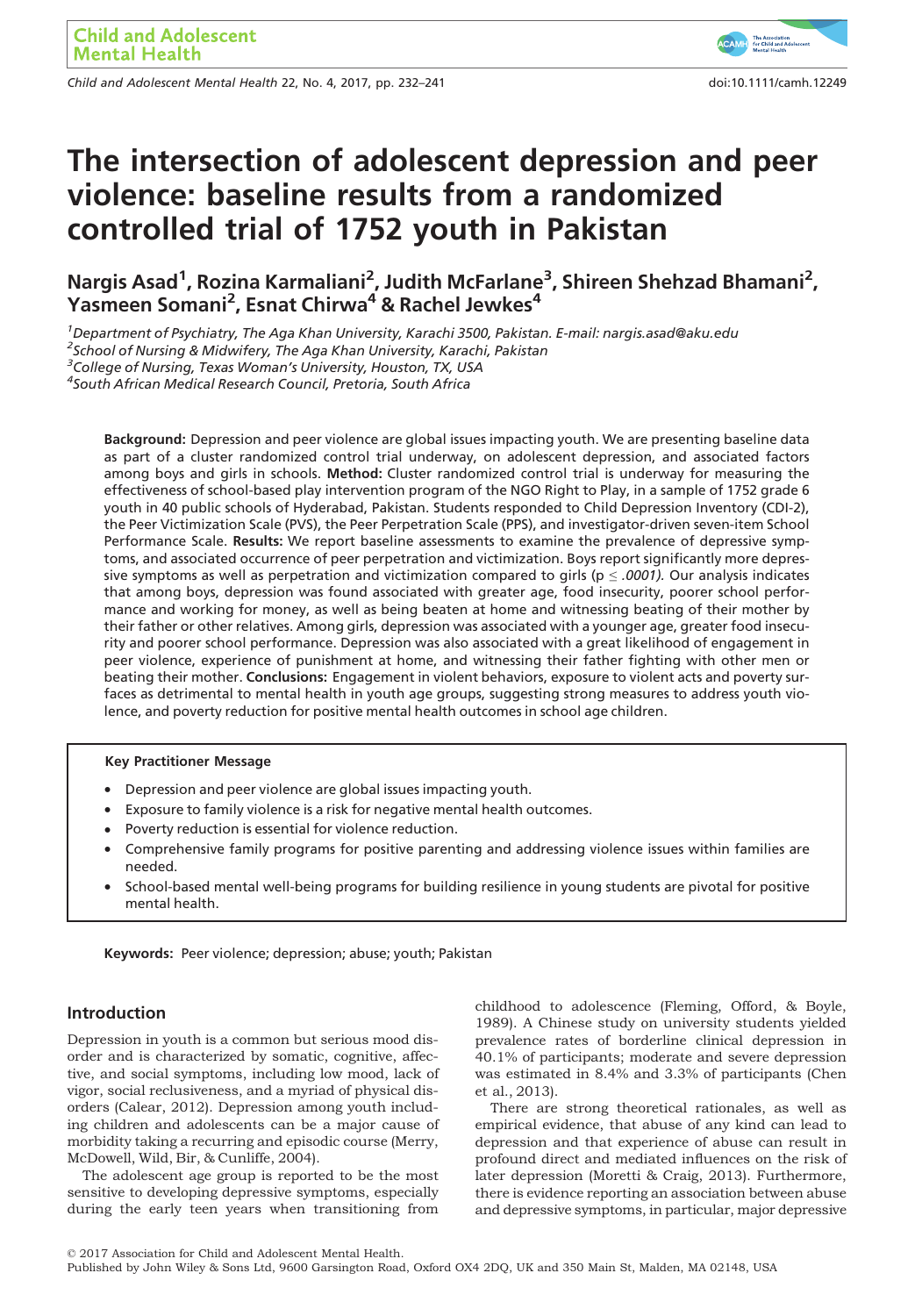# The intersection of adolescent depression and peer violence: baseline results from a randomized controlled trial of 1752 youth in Pakistan

**Nargis Asad[1], Rozina Karmaliani[2], Judith McFarlane[3], Shireen Shehzad Bhamani[2], Yasmeen Somani[2], Esnat Chirwa[4] & Rachel Jewkes[4]**

[1]*Department of Psychiatry, The Aga Khan University, Karachi 3500, Pakistan. E-mail: nargis.asad@aku.edu*
[2]*School of Nursing & Midwifery, The Aga Khan University, Karachi, Pakistan*
[3]*College of Nursing, Texas Woman's University, Houston, TX, USA*
[4]*South African Medical Research Council, Pretoria, South Africa*

**Background:** Depression and peer violence are global issues impacting youth. We are presenting baseline data as part of a cluster randomized control trial underway, on adolescent depression, and associated factors among boys and girls in schools. **Method:** Cluster randomized control trial is underway for measuring the effectiveness of school-based play intervention program of the NGO Right to Play, in a sample of 1752 grade 6 youth in 40 public schools of Hyderabad, Pakistan. Students responded to Child Depression Inventory (CDI-2), the Peer Victimization Scale (PVS), the Peer Perpetration Scale (PPS), and investigator-driven seven-item School Performance Scale. **Results:** We report baseline assessments to examine the prevalence of depressive symptoms, and associated occurrence of peer perpetration and victimization. Boys report significantly more depressive symptoms as well as perpetration and victimization compared to girls ($p \leq .0001$). Our analysis indicates that among boys, depression was found associated with greater age, food insecurity, poorer school performance and working for money, as well as being beaten at home and witnessing beating of their mother by their father or other relatives. Among girls, depression was associated with a younger age, greater food insecurity and poorer school performance. Depression was also associated with a great likelihood of engagement in peer violence, experience of punishment at home, and witnessing their father fighting with other men or beating their mother. **Conclusions:** Engagement in violent behaviors, exposure to violent acts and poverty surfaces as detrimental to mental health in youth age groups, suggesting strong measures to address youth violence, and poverty reduction for positive mental health outcomes in school age children.

**Key Practitioner Message**

- Depression and peer violence are global issues impacting youth.
- Exposure to family violence is a risk for negative mental health outcomes.
- Poverty reduction is essential for violence reduction.
- Comprehensive family programs for positive parenting and addressing violence issues within families are needed.
- School-based mental well-being programs for building resilience in young students are pivotal for positive mental health.

**Keywords:** Peer violence; depression; abuse; youth; Pakistan

## Introduction

Depression in youth is a common but serious mood disorder and is characterized by somatic, cognitive, affective, and social symptoms, including low mood, lack of vigor, social reclusiveness, and a myriad of physical disorders (Calear, 2012). Depression among youth including children and adolescents can be a major cause of morbidity taking a recurring and episodic course (Merry, McDowell, Wild, Bir, & Cunliffe, 2004).

The adolescent age group is reported to be the most sensitive to developing depressive symptoms, especially during the early teen years when transitioning from childhood to adolescence (Fleming, Offord, & Boyle, 1989). A Chinese study on university students yielded prevalence rates of borderline clinical depression in 40.1% of participants; moderate and severe depression was estimated in 8.4% and 3.3% of participants (Chen et al., 2013).

There are strong theoretical rationales, as well as empirical evidence, that abuse of any kind can lead to depression and that experience of abuse can result in profound direct and mediated influences on the risk of later depression (Moretti & Craig, 2013). Furthermore, there is evidence reporting an association between abuse and depressive symptoms, in particular, major depressive

© 2017 Association for Child and Adolescent Mental Health.
Published by John Wiley & Sons Ltd, 9600 Garsington Road, Oxford OX4 2DQ, UK and 350 Main St, Malden, MA 02148, USA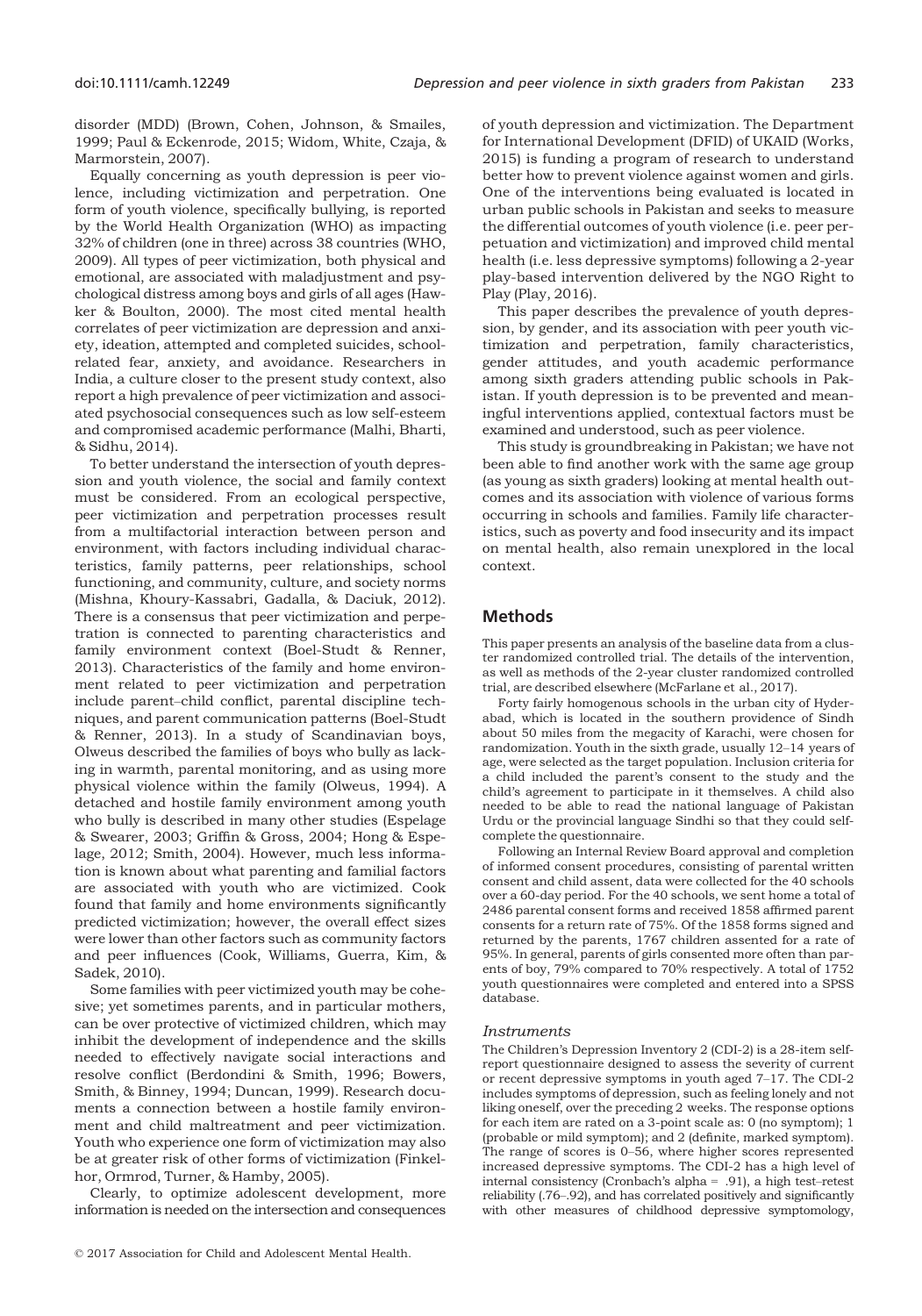disorder (MDD) (Brown, Cohen, Johnson, & Smailes, 1999; Paul & Eckenrode, 2015; Widom, White, Czaja, & Marmorstein, 2007).

Equally concerning as youth depression is peer violence, including victimization and perpetration. One form of youth violence, specifically bullying, is reported by the World Health Organization (WHO) as impacting 32% of children (one in three) across 38 countries (WHO, 2009). All types of peer victimization, both physical and emotional, are associated with maladjustment and psychological distress among boys and girls of all ages (Hawker & Boulton, 2000). The most cited mental health correlates of peer victimization are depression and anxiety, ideation, attempted and completed suicides, school-related fear, anxiety, and avoidance. Researchers in India, a culture closer to the present study context, also report a high prevalence of peer victimization and associated psychosocial consequences such as low self-esteem and compromised academic performance (Malhi, Bharti, & Sidhu, 2014).

To better understand the intersection of youth depression and youth violence, the social and family context must be considered. From an ecological perspective, peer victimization and perpetration processes result from a multifactorial interaction between person and environment, with factors including individual characteristics, family patterns, peer relationships, school functioning, and community, culture, and society norms (Mishna, Khoury-Kassabri, Gadalla, & Daciuk, 2012). There is a consensus that peer victimization and perpetration is connected to parenting characteristics and family environment context (Boel-Studt & Renner, 2013). Characteristics of the family and home environment related to peer victimization and perpetration include parent–child conflict, parental discipline techniques, and parent communication patterns (Boel-Studt & Renner, 2013). In a study of Scandinavian boys, Olweus described the families of boys who bully as lacking in warmth, parental monitoring, and as using more physical violence within the family (Olweus, 1994). A detached and hostile family environment among youth who bully is described in many other studies (Espelage & Swearer, 2003; Griffin & Gross, 2004; Hong & Espelage, 2012; Smith, 2004). However, much less information is known about what parenting and familial factors are associated with youth who are victimized. Cook found that family and home environments significantly predicted victimization; however, the overall effect sizes were lower than other factors such as community factors and peer influences (Cook, Williams, Guerra, Kim, & Sadek, 2010).

Some families with peer victimized youth may be cohesive; yet sometimes parents, and in particular mothers, can be over protective of victimized children, which may inhibit the development of independence and the skills needed to effectively navigate social interactions and resolve conflict (Berdondini & Smith, 1996; Bowers, Smith, & Binney, 1994; Duncan, 1999). Research documents a connection between a hostile family environment and child maltreatment and peer victimization. Youth who experience one form of victimization may also be at greater risk of other forms of victimization (Finkelhor, Ormrod, Turner, & Hamby, 2005).

Clearly, to optimize adolescent development, more information is needed on the intersection and consequences of youth depression and victimization. The Department for International Development (DFID) of UKAID (Works, 2015) is funding a program of research to understand better how to prevent violence against women and girls. One of the interventions being evaluated is located in urban public schools in Pakistan and seeks to measure the differential outcomes of youth violence (i.e. peer perpetuation and victimization) and improved child mental health (i.e. less depressive symptoms) following a 2-year play-based intervention delivered by the NGO Right to Play (Play, 2016).

This paper describes the prevalence of youth depression, by gender, and its association with peer youth victimization and perpetration, family characteristics, gender attitudes, and youth academic performance among sixth graders attending public schools in Pakistan. If youth depression is to be prevented and meaningful interventions applied, contextual factors must be examined and understood, such as peer violence.

This study is groundbreaking in Pakistan; we have not been able to find another work with the same age group (as young as sixth graders) looking at mental health outcomes and its association with violence of various forms occurring in schools and families. Family life characteristics, such as poverty and food insecurity and its impact on mental health, also remain unexplored in the local context.

## Methods

This paper presents an analysis of the baseline data from a cluster randomized controlled trial. The details of the intervention, as well as methods of the 2-year cluster randomized controlled trial, are described elsewhere (McFarlane et al., 2017).

Forty fairly homogenous schools in the urban city of Hyderabad, which is located in the southern province of Sindh about 50 miles from the megacity of Karachi, were chosen for randomization. Youth in the sixth grade, usually 12–14 years of age, were selected as the target population. Inclusion criteria for a child included the parent's consent to the study and the child's agreement to participate in it themselves. A child also needed to be able to read the national language of Pakistan Urdu or the provincial language Sindhi so that they could self-complete the questionnaire.

Following an Internal Review Board approval and completion of informed consent procedures, consisting of parental written consent and child assent, data were collected for the 40 schools over a 60-day period. For the 40 schools, we sent home a total of 2486 parental consent forms and received 1858 affirmed parent consents for a return rate of 75%. Of the 1858 forms signed and returned by the parents, 1767 children assented for a rate of 95%. In general, parents of girls consented more often than parents of boy, 79% compared to 70% respectively. A total of 1752 youth questionnaires were completed and entered into a SPSS database.

### *Instruments*

The Children's Depression Inventory 2 (CDI-2) is a 28-item self-report questionnaire designed to assess the severity of current or recent depressive symptoms in youth aged 7–17. The CDI-2 includes symptoms of depression, such as feeling lonely and not liking oneself, over the preceding 2 weeks. The response options for each item are rated on a 3-point scale as: 0 (no symptom); 1 (probable or mild symptom); and 2 (definite, marked symptom). The range of scores is 0–56, where higher scores represented increased depressive symptoms. The CDI-2 has a high level of internal consistency (Cronbach's alpha = .91), a high test–retest reliability (.76–.92), and has correlated positively and significantly with other measures of childhood depressive symptomology,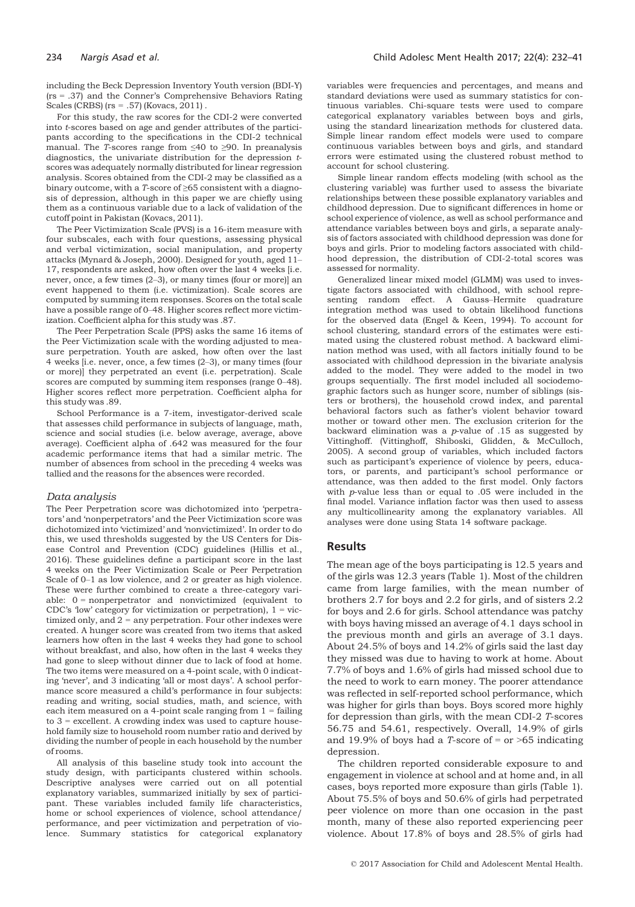including the Beck Depression Inventory Youth version (BDI-Y) (rs = .37) and the Conner's Comprehensive Behaviors Rating Scales (CRBS) (rs = .57) (Kovacs, 2011) .

For this study, the raw scores for the CDI-2 were converted into *t*-scores based on age and gender attributes of the participants according to the specifications in the CDI-2 technical manual. The *T*-scores range from ≤40 to ≥90. In preanalysis diagnostics, the univariate distribution for the depression *t*-scores was adequately normally distributed for linear regression analysis. Scores obtained from the CDI-2 may be classified as a binary outcome, with a *T*-score of ≥65 consistent with a diagnosis of depression, although in this paper we are chiefly using them as a continuous variable due to a lack of validation of the cutoff point in Pakistan (Kovacs, 2011).

The Peer Victimization Scale (PVS) is a 16-item measure with four subscales, each with four questions, assessing physical and verbal victimization, social manipulation, and property attacks (Mynard & Joseph, 2000). Designed for youth, aged 11–17, respondents are asked, how often over the last 4 weeks [i.e. never, once, a few times (2–3), or many times (four or more)] an event happened to them (i.e. victimization). Scale scores are computed by summing item responses. Scores on the total scale have a possible range of 0–48. Higher scores reflect more victimization. Coefficient alpha for this study was .87.

The Peer Perpetration Scale (PPS) asks the same 16 items of the Peer Victimization scale with the wording adjusted to measure perpetration. Youth are asked, how often over the last 4 weeks [i.e. never, once, a few times (2–3), or many times (four or more)] they perpetrated an event (i.e. perpetration). Scale scores are computed by summing item responses (range 0–48). Higher scores reflect more perpetration. Coefficient alpha for this study was .89.

School Performance is a 7-item, investigator-derived scale that assesses child performance in subjects of language, math, science and social studies (i.e. below average, average, above average). Coefficient alpha of .642 was measured for the four academic performance items that had a similar metric. The number of absences from school in the preceding 4 weeks was tallied and the reasons for the absences were recorded.

### *Data analysis*

The Peer Perpetration score was dichotomized into 'perpetrators' and 'nonperpetrators' and the Peer Victimization score was dichotomized into 'victimized' and 'nonvictimized'. In order to do this, we used thresholds suggested by the US Centers for Disease Control and Prevention (CDC) guidelines (Hillis et al., 2016). These guidelines define a participant score in the last 4 weeks on the Peer Victimization Scale or Peer Perpetration Scale of 0–1 as low violence, and 2 or greater as high violence. These were further combined to create a three-category variable: 0 = nonperpetrator and nonvictimized (equivalent to CDC's 'low' category for victimization or perpetration), 1 = victimized only, and 2 = any perpetration. Four other indexes were created. A hunger score was created from two items that asked learners how often in the last 4 weeks they had gone to school without breakfast, and also, how often in the last 4 weeks they had gone to sleep without dinner due to lack of food at home. The two items were measured on a 4-point scale, with 0 indicating 'never', and 3 indicating 'all or most days'. A school performance score measured a child's performance in four subjects: reading and writing, social studies, math, and science, with each item measured on a 4-point scale ranging from 1 = failing to 3 = excellent. A crowding index was used to capture household family size to household room number ratio and derived by dividing the number of people in each household by the number of rooms.

All analysis of this baseline study took into account the study design, with participants clustered within schools. Descriptive analyses were carried out on all potential explanatory variables, summarized initially by sex of participant. These variables included family life characteristics, home or school experiences of violence, school attendance/performance, and peer victimization and perpetration of violence. Summary statistics for categorical explanatory variables were frequencies and percentages, and means and standard deviations were used as summary statistics for continuous variables. Chi-square tests were used to compare categorical explanatory variables between boys and girls, using the standard linearization methods for clustered data. Simple linear random effect models were used to compare continuous variables between boys and girls, and standard errors were estimated using the clustered robust method to account for school clustering.

Simple linear random effects modeling (with school as the clustering variable) was further used to assess the bivariate relationships between these possible explanatory variables and childhood depression. Due to significant differences in home or school experience of violence, as well as school performance and attendance variables between boys and girls, a separate analysis of factors associated with childhood depression was done for boys and girls. Prior to modeling factors associated with childhood depression, the distribution of CDI-2-total scores was assessed for normality.

Generalized linear mixed model (GLMM) was used to investigate factors associated with childhood, with school representing random effect. A Gauss–Hermite quadrature integration method was used to obtain likelihood functions for the observed data (Engel & Keen, 1994). To account for school clustering, standard errors of the estimates were estimated using the clustered robust method. A backward elimination method was used, with all factors initially found to be associated with childhood depression in the bivariate analysis added to the model. They were added to the model in two groups sequentially. The first model included all sociodemographic factors such as hunger score, number of siblings (sisters or brothers), the household crowd index, and parental behavioral factors such as father's violent behavior toward mother or toward other men. The exclusion criterion for the backward elimination was a *p*-value of .15 as suggested by Vittinghoff. (Vittinghoff, Shiboski, Glidden, & McCulloch, 2005). A second group of variables, which included factors such as participant's experience of violence by peers, educators, or parents, and participant's school performance or attendance, was then added to the first model. Only factors with *p*-value less than or equal to .05 were included in the final model. Variance inflation factor was then used to assess any multicollinearity among the explanatory variables. All analyses were done using Stata 14 software package.

## Results

The mean age of the boys participating is 12.5 years and of the girls was 12.3 years (Table 1). Most of the children came from large families, with the mean number of brothers 2.7 for boys and 2.2 for girls, and of sisters 2.2 for boys and 2.6 for girls. School attendance was patchy with boys having missed an average of 4.1 days school in the previous month and girls an average of 3.1 days. About 24.5% of boys and 14.2% of girls said the last day they missed was due to having to work at home. About 7.7% of boys and 1.6% of girls had missed school due to the need to work to earn money. The poorer attendance was reflected in self-reported school performance, which was higher for girls than boys. Boys scored more highly for depression than girls, with the mean CDI-2 *T*-scores 56.75 and 54.61, respectively. Overall, 14.9% of girls and 19.9% of boys had a *T*-score of = or >65 indicating depression.

The children reported considerable exposure to and engagement in violence at school and at home and, in all cases, boys reported more exposure than girls (Table 1). About 75.5% of boys and 50.6% of girls had perpetrated peer violence on more than one occasion in the past month, many of these also reported experiencing peer violence. About 17.8% of boys and 28.5% of girls had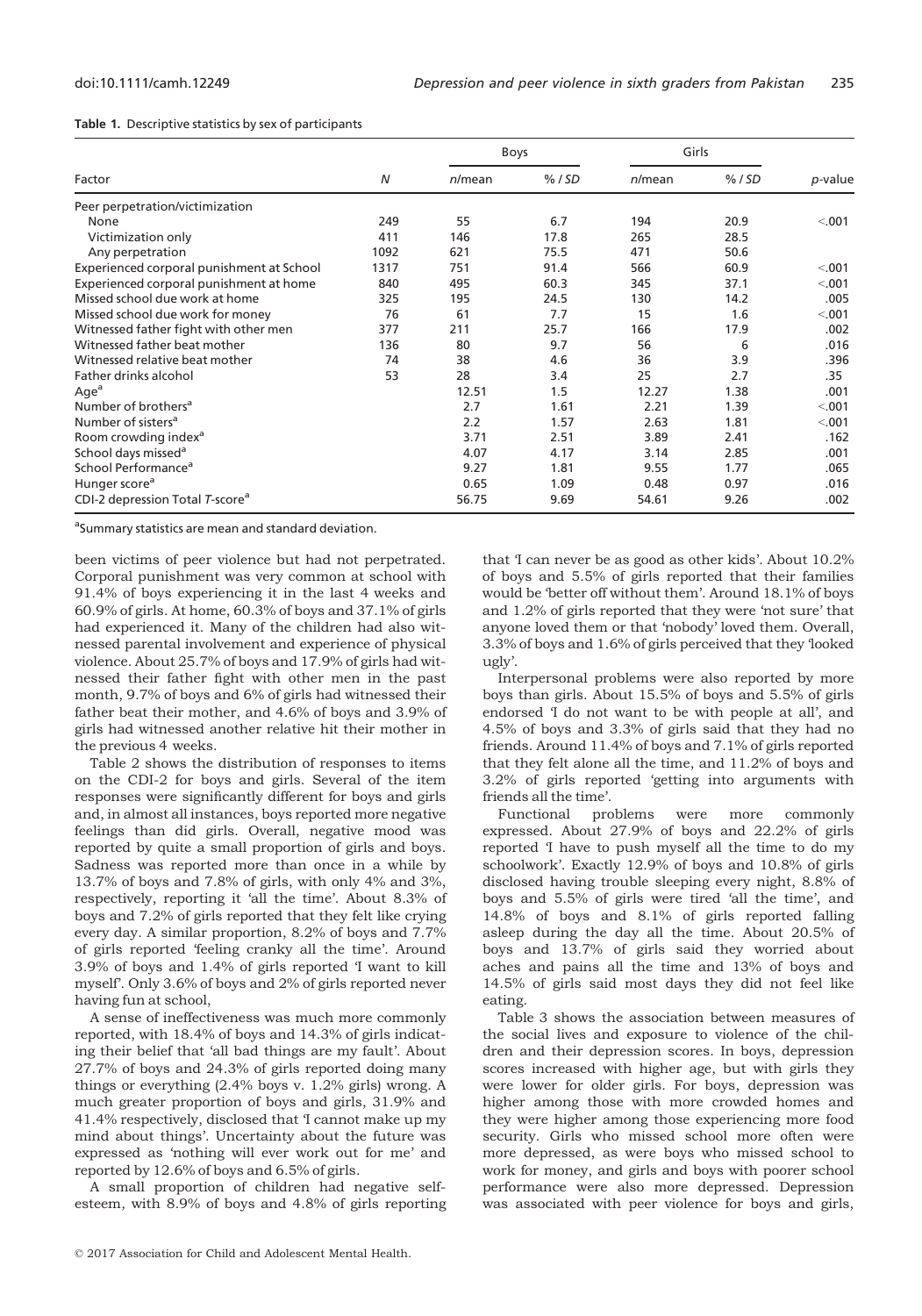**Table 1.** Descriptive statistics by sex of participants

| Factor | N | Boys | | Girls | | p-value |
|---|---|---|---|---|---|---|
| | | n/mean | % / SD | n/mean | % / SD | |
| Peer perpetration/victimization | | | | | | |
| None | 249 | 55 | 6.7 | 194 | 20.9 | <.001 |
| Victimization only | 411 | 146 | 17.8 | 265 | 28.5 | |
| Any perpetration | 1092 | 621 | 75.5 | 471 | 50.6 | |
| Experienced corporal punishment at School | 1317 | 751 | 91.4 | 566 | 60.9 | <.001 |
| Experienced corporal punishment at home | 840 | 495 | 60.3 | 345 | 37.1 | <.001 |
| Missed school due work at home | 325 | 195 | 24.5 | 130 | 14.2 | .005 |
| Missed school due work for money | 76 | 61 | 7.7 | 15 | 1.6 | <.001 |
| Witnessed father fight with other men | 377 | 211 | 25.7 | 166 | 17.9 | .002 |
| Witnessed father beat mother | 136 | 80 | 9.7 | 56 | 6 | .016 |
| Witnessed relative beat mother | 74 | 38 | 4.6 | 36 | 3.9 | .396 |
| Father drinks alcohol | 53 | 28 | 3.4 | 25 | 2.7 | .35 |
| Age[a] | | 12.51 | 1.5 | 12.27 | 1.38 | .001 |
| Number of brothers[a] | | 2.7 | 1.61 | 2.21 | 1.39 | <.001 |
| Number of sisters[a] | | 2.2 | 1.57 | 2.63 | 1.81 | <.001 |
| Room crowding index[a] | | 3.71 | 2.51 | 3.89 | 2.41 | .162 |
| School days missed[a] | | 4.07 | 4.17 | 3.14 | 2.85 | .001 |
| School Performance[a] | | 9.27 | 1.81 | 9.55 | 1.77 | .065 |
| Hunger score[a] | | 0.65 | 1.09 | 0.48 | 0.97 | .016 |
| CDI-2 depression Total T-score[a] | | 56.75 | 9.69 | 54.61 | 9.26 | .002 |

[a]Summary statistics are mean and standard deviation.

been victims of peer violence but had not perpetrated. Corporal punishment was very common at school with 91.4% of boys experiencing it in the last 4 weeks and 60.9% of girls. At home, 60.3% of boys and 37.1% of girls had experienced it. Many of the children had also witnessed parental involvement and experience of physical violence. About 25.7% of boys and 17.9% of girls had witnessed their father fight with other men in the past month, 9.7% of boys and 6% of girls had witnessed their father beat their mother, and 4.6% of boys and 3.9% of girls had witnessed another relative hit their mother in the previous 4 weeks.

Table 2 shows the distribution of responses to items on the CDI-2 for boys and girls. Several of the item responses were significantly different for boys and girls and, in almost all instances, boys reported more negative feelings than did girls. Overall, negative mood was reported by quite a small proportion of girls and boys. Sadness was reported more than once in a while by 13.7% of boys and 7.8% of girls, with only 4% and 3%, respectively, reporting it 'all the time'. About 8.3% of boys and 7.2% of girls reported that they felt like crying every day. A similar proportion, 8.2% of boys and 7.7% of girls reported 'feeling cranky all the time'. Around 3.9% of boys and 1.4% of girls reported 'I want to kill myself'. Only 3.6% of boys and 2% of girls reported never having fun at school,

A sense of ineffectiveness was much more commonly reported, with 18.4% of boys and 14.3% of girls indicating their belief that 'all bad things are my fault'. About 27.7% of boys and 24.3% of girls reported doing many things or everything (2.4% boys v. 1.2% girls) wrong. A much greater proportion of boys and girls, 31.9% and 41.4% respectively, disclosed that 'I cannot make up my mind about things'. Uncertainty about the future was expressed as 'nothing will ever work out for me' and reported by 12.6% of boys and 6.5% of girls.

A small proportion of children had negative self-esteem, with 8.9% of boys and 4.8% of girls reporting that 'I can never be as good as other kids'. About 10.2% of boys and 5.5% of girls reported that their families would be 'better off without them'. Around 18.1% of boys and 1.2% of girls reported that they were 'not sure' that anyone loved them or that 'nobody' loved them. Overall, 3.3% of boys and 1.6% of girls perceived that they 'looked ugly'.

Interpersonal problems were also reported by more boys than girls. About 15.5% of boys and 5.5% of girls endorsed 'I do not want to be with people at all', and 4.5% of boys and 3.3% of girls said that they had no friends. Around 11.4% of boys and 7.1% of girls reported that they felt alone all the time, and 11.2% of boys and 3.2% of girls reported 'getting into arguments with friends all the time'.

Functional problems were more commonly expressed. About 27.9% of boys and 22.2% of girls reported 'I have to push myself all the time to do my schoolwork'. Exactly 12.9% of boys and 10.8% of girls disclosed having trouble sleeping every night, 8.8% of boys and 5.5% of girls were tired 'all the time', and 14.8% of boys and 8.1% of girls reported falling asleep during the day all the time. About 20.5% of boys and 13.7% of girls said they worried about aches and pains all the time and 13% of boys and 14.5% of girls said most days they did not feel like eating.

Table 3 shows the association between measures of the social lives and exposure to violence of the children and their depression scores. In boys, depression scores increased with higher age, but with girls they were lower for older girls. For boys, depression was higher among those with more crowded homes and they were higher among those experiencing more food security. Girls who missed school more often were more depressed, as were boys who missed school to work for money, and girls and boys with poorer school performance were also more depressed. Depression was associated with peer violence for boys and girls,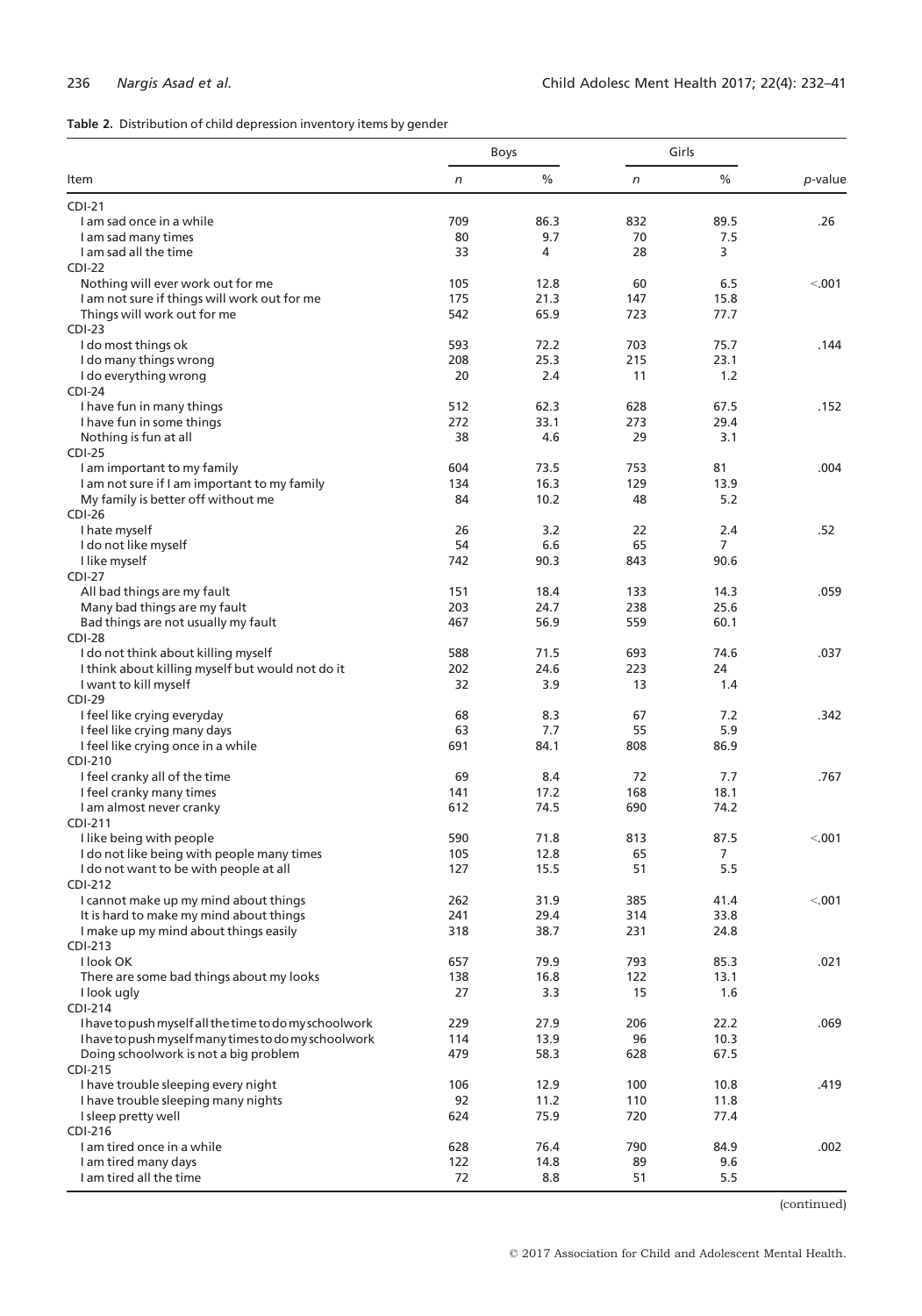**Table 2.** Distribution of child depression inventory items by gender

| Item | Boys | | Girls | | |
|---|---|---|---|---|---|
| | *n* | % | *n* | % | *p*-value |
| CDI-21 | | | | | |
| I am sad once in a while | 709 | 86.3 | 832 | 89.5 | .26 |
| I am sad many times | 80 | 9.7 | 70 | 7.5 | |
| I am sad all the time | 33 | 4 | 28 | 3 | |
| CDI-22 | | | | | |
| Nothing will ever work out for me | 105 | 12.8 | 60 | 6.5 | <.001 |
| I am not sure if things will work out for me | 175 | 21.3 | 147 | 15.8 | |
| Things will work out for me | 542 | 65.9 | 723 | 77.7 | |
| CDI-23 | | | | | |
| I do most things ok | 593 | 72.2 | 703 | 75.7 | .144 |
| I do many things wrong | 208 | 25.3 | 215 | 23.1 | |
| I do everything wrong | 20 | 2.4 | 11 | 1.2 | |
| CDI-24 | | | | | |
| I have fun in many things | 512 | 62.3 | 628 | 67.5 | .152 |
| I have fun in some things | 272 | 33.1 | 273 | 29.4 | |
| Nothing is fun at all | 38 | 4.6 | 29 | 3.1 | |
| CDI-25 | | | | | |
| I am important to my family | 604 | 73.5 | 753 | 81 | .004 |
| I am not sure if I am important to my family | 134 | 16.3 | 129 | 13.9 | |
| My family is better off without me | 84 | 10.2 | 48 | 5.2 | |
| CDI-26 | | | | | |
| I hate myself | 26 | 3.2 | 22 | 2.4 | .52 |
| I do not like myself | 54 | 6.6 | 65 | 7 | |
| I like myself | 742 | 90.3 | 843 | 90.6 | |
| CDI-27 | | | | | |
| All bad things are my fault | 151 | 18.4 | 133 | 14.3 | .059 |
| Many bad things are my fault | 203 | 24.7 | 238 | 25.6 | |
| Bad things are not usually my fault | 467 | 56.9 | 559 | 60.1 | |
| CDI-28 | | | | | |
| I do not think about killing myself | 588 | 71.5 | 693 | 74.6 | .037 |
| I think about killing myself but would not do it | 202 | 24.6 | 223 | 24 | |
| I want to kill myself | 32 | 3.9 | 13 | 1.4 | |
| CDI-29 | | | | | |
| I feel like crying everyday | 68 | 8.3 | 67 | 7.2 | .342 |
| I feel like crying many days | 63 | 7.7 | 55 | 5.9 | |
| I feel like crying once in a while | 691 | 84.1 | 808 | 86.9 | |
| CDI-210 | | | | | |
| I feel cranky all of the time | 69 | 8.4 | 72 | 7.7 | .767 |
| I feel cranky many times | 141 | 17.2 | 168 | 18.1 | |
| I am almost never cranky | 612 | 74.5 | 690 | 74.2 | |
| CDI-211 | | | | | |
| I like being with people | 590 | 71.8 | 813 | 87.5 | <.001 |
| I do not like being with people many times | 105 | 12.8 | 65 | 7 | |
| I do not want to be with people at all | 127 | 15.5 | 51 | 5.5 | |
| CDI-212 | | | | | |
| I cannot make up my mind about things | 262 | 31.9 | 385 | 41.4 | <.001 |
| It is hard to make my mind about things | 241 | 29.4 | 314 | 33.8 | |
| I make up my mind about things easily | 318 | 38.7 | 231 | 24.8 | |
| CDI-213 | | | | | |
| I look OK | 657 | 79.9 | 793 | 85.3 | .021 |
| There are some bad things about my looks | 138 | 16.8 | 122 | 13.1 | |
| I look ugly | 27 | 3.3 | 15 | 1.6 | |
| CDI-214 | | | | | |
| I have to push myself all the time to do my schoolwork | 229 | 27.9 | 206 | 22.2 | .069 |
| I have to push myself many times to do my schoolwork | 114 | 13.9 | 96 | 10.3 | |
| Doing schoolwork is not a big problem | 479 | 58.3 | 628 | 67.5 | |
| CDI-215 | | | | | |
| I have trouble sleeping every night | 106 | 12.9 | 100 | 10.8 | .419 |
| I have trouble sleeping many nights | 92 | 11.2 | 110 | 11.8 | |
| I sleep pretty well | 624 | 75.9 | 720 | 77.4 | |
| CDI-216 | | | | | |
| I am tired once in a while | 628 | 76.4 | 790 | 84.9 | .002 |
| I am tired many days | 122 | 14.8 | 89 | 9.6 | |
| I am tired all the time | 72 | 8.8 | 51 | 5.5 | |

(continued)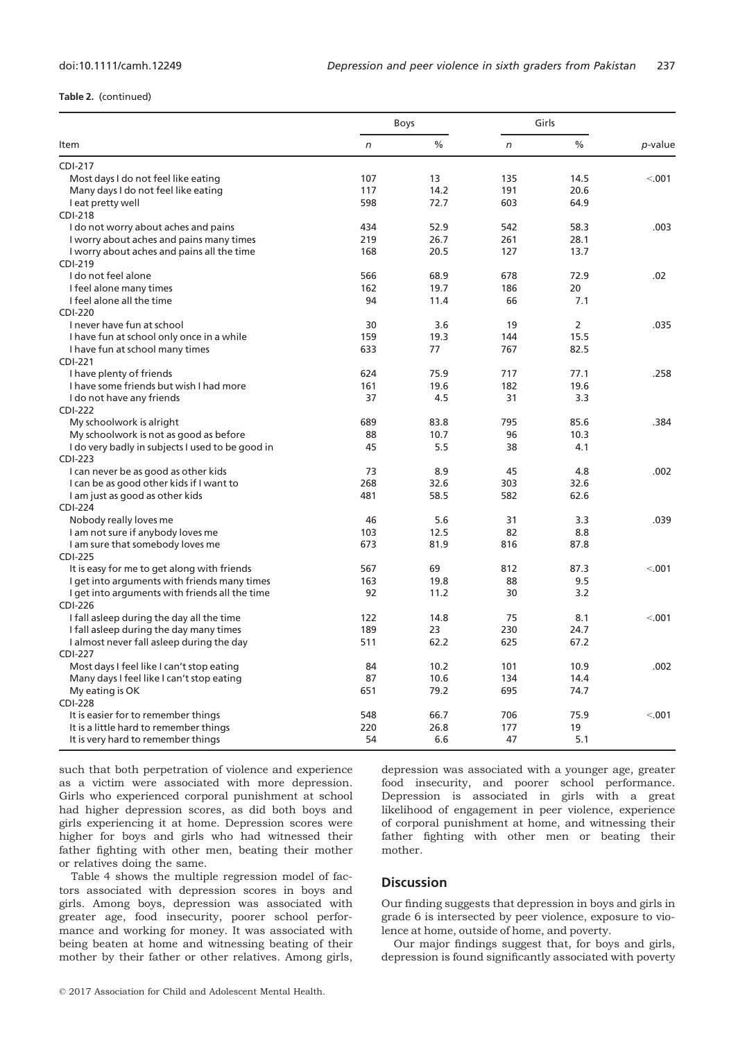**Table 2.** (continued)

| Item | Boys | | Girls | | *p*-value |
|---|---|---|---|---|---|
| | *n* | % | *n* | % | |
| CDI-217 | | | | | |
| Most days I do not feel like eating | 107 | 13 | 135 | 14.5 | <.001 |
| Many days I do not feel like eating | 117 | 14.2 | 191 | 20.6 | |
| I eat pretty well | 598 | 72.7 | 603 | 64.9 | |
| CDI-218 | | | | | |
| I do not worry about aches and pains | 434 | 52.9 | 542 | 58.3 | .003 |
| I worry about aches and pains many times | 219 | 26.7 | 261 | 28.1 | |
| I worry about aches and pains all the time | 168 | 20.5 | 127 | 13.7 | |
| CDI-219 | | | | | |
| I do not feel alone | 566 | 68.9 | 678 | 72.9 | .02 |
| I feel alone many times | 162 | 19.7 | 186 | 20 | |
| I feel alone all the time | 94 | 11.4 | 66 | 7.1 | |
| CDI-220 | | | | | |
| I never have fun at school | 30 | 3.6 | 19 | 2 | .035 |
| I have fun at school only once in a while | 159 | 19.3 | 144 | 15.5 | |
| I have fun at school many times | 633 | 77 | 767 | 82.5 | |
| CDI-221 | | | | | |
| I have plenty of friends | 624 | 75.9 | 717 | 77.1 | .258 |
| I have some friends but wish I had more | 161 | 19.6 | 182 | 19.6 | |
| I do not have any friends | 37 | 4.5 | 31 | 3.3 | |
| CDI-222 | | | | | |
| My schoolwork is alright | 689 | 83.8 | 795 | 85.6 | .384 |
| My schoolwork is not as good as before | 88 | 10.7 | 96 | 10.3 | |
| I do very badly in subjects I used to be good in | 45 | 5.5 | 38 | 4.1 | |
| CDI-223 | | | | | |
| I can never be as good as other kids | 73 | 8.9 | 45 | 4.8 | .002 |
| I can be as good other kids if I want to | 268 | 32.6 | 303 | 32.6 | |
| I am just as good as other kids | 481 | 58.5 | 582 | 62.6 | |
| CDI-224 | | | | | |
| Nobody really loves me | 46 | 5.6 | 31 | 3.3 | .039 |
| I am not sure if anybody loves me | 103 | 12.5 | 82 | 8.8 | |
| I am sure that somebody loves me | 673 | 81.9 | 816 | 87.8 | |
| CDI-225 | | | | | |
| It is easy for me to get along with friends | 567 | 69 | 812 | 87.3 | <.001 |
| I get into arguments with friends many times | 163 | 19.8 | 88 | 9.5 | |
| I get into arguments with friends all the time | 92 | 11.2 | 30 | 3.2 | |
| CDI-226 | | | | | |
| I fall asleep during the day all the time | 122 | 14.8 | 75 | 8.1 | <.001 |
| I fall asleep during the day many times | 189 | 23 | 230 | 24.7 | |
| I almost never fall asleep during the day | 511 | 62.2 | 625 | 67.2 | |
| CDI-227 | | | | | |
| Most days I feel like I can't stop eating | 84 | 10.2 | 101 | 10.9 | .002 |
| Many days I feel like I can't stop eating | 87 | 10.6 | 134 | 14.4 | |
| My eating is OK | 651 | 79.2 | 695 | 74.7 | |
| CDI-228 | | | | | |
| It is easier for to remember things | 548 | 66.7 | 706 | 75.9 | <.001 |
| It is a little hard to remember things | 220 | 26.8 | 177 | 19 | |
| It is very hard to remember things | 54 | 6.6 | 47 | 5.1 | |

such that both perpetration of violence and experience as a victim were associated with more depression. Girls who experienced corporal punishment at school had higher depression scores, as did both boys and girls experiencing it at home. Depression scores were higher for boys and girls who had witnessed their father fighting with other men, beating their mother or relatives doing the same.

Table 4 shows the multiple regression model of factors associated with depression scores in boys and girls. Among boys, depression was associated with greater age, food insecurity, poorer school performance and working for money. It was associated with being beaten at home and witnessing beating of their mother by their father or other relatives. Among girls, depression was associated with a younger age, greater food insecurity, and poorer school performance. Depression is associated in girls with a great likelihood of engagement in peer violence, experience of corporal punishment at home, and witnessing their father fighting with other men or beating their mother.

## Discussion

Our finding suggests that depression in boys and girls in grade 6 is intersected by peer violence, exposure to violence at home, outside of home, and poverty.

Our major findings suggest that, for boys and girls, depression is found significantly associated with poverty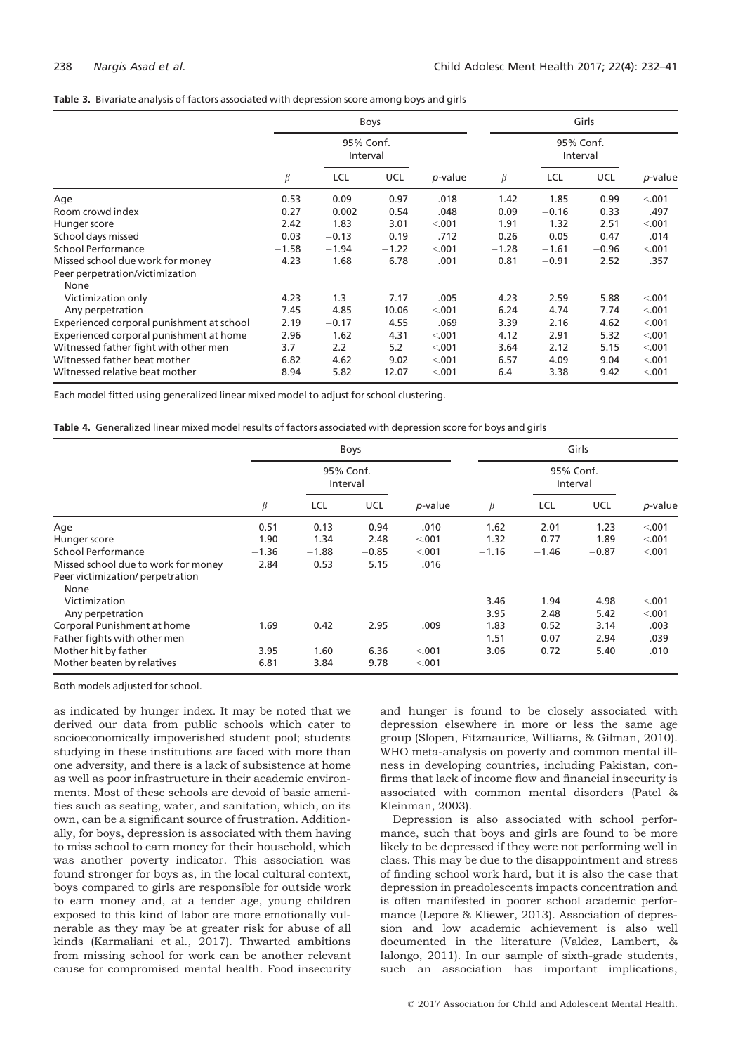**Table 3.** Bivariate analysis of factors associated with depression score among boys and girls

| | Boys | | | | Girls | | | |
|---|---|---|---|---|---|---|---|---|
| | | 95% Conf. Interval | | | | 95% Conf. Interval | | |
| | β | LCL | UCL | *p*-value | β | LCL | UCL | *p*-value |
| Age | 0.53 | 0.09 | 0.97 | .018 | −1.42 | −1.85 | −0.99 | <.001 |
| Room crowd index | 0.27 | 0.002 | 0.54 | .048 | 0.09 | −0.16 | 0.33 | .497 |
| Hunger score | 2.42 | 1.83 | 3.01 | <.001 | 1.91 | 1.32 | 2.51 | <.001 |
| School days missed | 0.03 | −0.13 | 0.19 | .712 | 0.26 | 0.05 | 0.47 | .014 |
| School Performance | −1.58 | −1.94 | −1.22 | <.001 | −1.28 | −1.61 | −0.96 | <.001 |
| Missed school due work for money | 4.23 | 1.68 | 6.78 | .001 | 0.81 | −0.91 | 2.52 | .357 |
| Peer perpetration/victimization | | | | | | | | |
| None | | | | | | | | |
| Victimization only | 4.23 | 1.3 | 7.17 | .005 | 4.23 | 2.59 | 5.88 | <.001 |
| Any perpetration | 7.45 | 4.85 | 10.06 | <.001 | 6.24 | 4.74 | 7.74 | <.001 |
| Experienced corporal punishment at school | 2.19 | −0.17 | 4.55 | .069 | 3.39 | 2.16 | 4.62 | <.001 |
| Experienced corporal punishment at home | 2.96 | 1.62 | 4.31 | <.001 | 4.12 | 2.91 | 5.32 | <.001 |
| Witnessed father fight with other men | 3.7 | 2.2 | 5.2 | <.001 | 3.64 | 2.12 | 5.15 | <.001 |
| Witnessed father beat mother | 6.82 | 4.62 | 9.02 | <.001 | 6.57 | 4.09 | 9.04 | <.001 |
| Witnessed relative beat mother | 8.94 | 5.82 | 12.07 | <.001 | 6.4 | 3.38 | 9.42 | <.001 |

Each model fitted using generalized linear mixed model to adjust for school clustering.

**Table 4.** Generalized linear mixed model results of factors associated with depression score for boys and girls

| | Boys | | | | Girls | | | |
|---|---|---|---|---|---|---|---|---|
| | | 95% Conf. Interval | | | | 95% Conf. Interval | | |
| | β | LCL | UCL | *p*-value | β | LCL | UCL | *p*-value |
| Age | 0.51 | 0.13 | 0.94 | .010 | −1.62 | −2.01 | −1.23 | <.001 |
| Hunger score | 1.90 | 1.34 | 2.48 | <.001 | 1.32 | 0.77 | 1.89 | <.001 |
| School Performance | −1.36 | −1.88 | −0.85 | <.001 | −1.16 | −1.46 | −0.87 | <.001 |
| Missed school due to work for money | 2.84 | 0.53 | 5.15 | .016 | | | | |
| Peer victimization/ perpetration | | | | | | | | |
| None | | | | | | | | |
| Victimization | | | | | 3.46 | 1.94 | 4.98 | <.001 |
| Any perpetration | | | | | 3.95 | 2.48 | 5.42 | <.001 |
| Corporal Punishment at home | 1.69 | 0.42 | 2.95 | .009 | 1.83 | 0.52 | 3.14 | .003 |
| Father fights with other men | | | | | 1.51 | 0.07 | 2.94 | .039 |
| Mother hit by father | 3.95 | 1.60 | 6.36 | <.001 | 3.06 | 0.72 | 5.40 | .010 |
| Mother beaten by relatives | 6.81 | 3.84 | 9.78 | <.001 | | | | |

Both models adjusted for school.

as indicated by hunger index. It may be noted that we derived our data from public schools which cater to socioeconomically impoverished student pool; students studying in these institutions are faced with more than one adversity, and there is a lack of subsistence at home as well as poor infrastructure in their academic environments. Most of these schools are devoid of basic amenities such as seating, water, and sanitation, which, on its own, can be a significant source of frustration. Additionally, for boys, depression is associated with them having to miss school to earn money for their household, which was another poverty indicator. This association was found stronger for boys as, in the local cultural context, boys compared to girls are responsible for outside work to earn money and, at a tender age, young children exposed to this kind of labor are more emotionally vulnerable as they may be at greater risk for abuse of all kinds (Karmaliani et al., 2017). Thwarted ambitions from missing school for work can be another relevant cause for compromised mental health. Food insecurity and hunger is found to be closely associated with depression elsewhere in more or less the same age group (Slopen, Fitzmaurice, Williams, & Gilman, 2010). WHO meta-analysis on poverty and common mental illness in developing countries, including Pakistan, confirms that lack of income flow and financial insecurity is associated with common mental disorders (Patel & Kleinman, 2003).

Depression is also associated with school performance, such that boys and girls are found to be more likely to be depressed if they were not performing well in class. This may be due to the disappointment and stress of finding school work hard, but it is also the case that depression in preadolescents impacts concentration and is often manifested in poorer school academic performance (Lepore & Kliewer, 2013). Association of depression and low academic achievement is also well documented in the literature (Valdez, Lambert, & Ialongo, 2011). In our sample of sixth-grade students, such an association has important implications,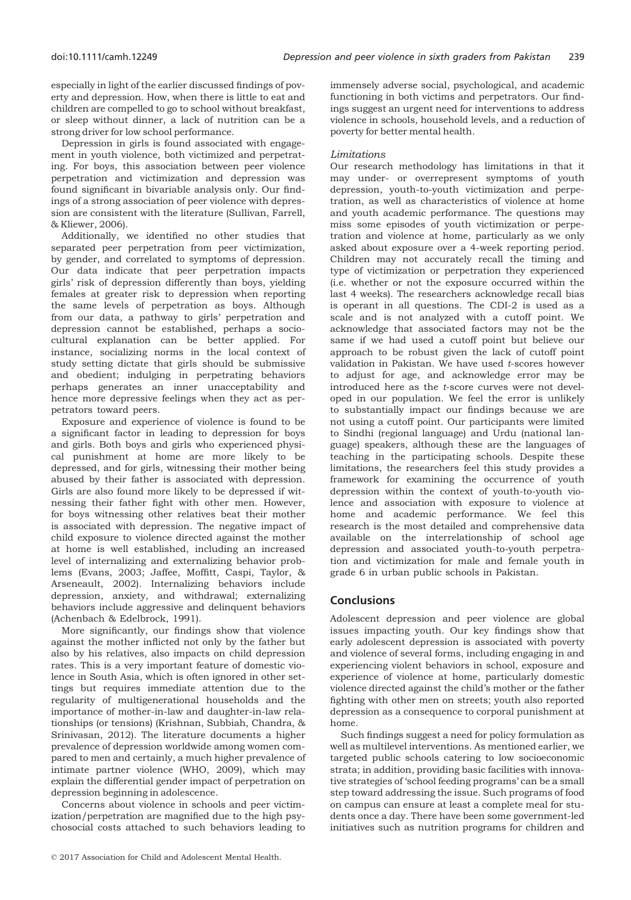especially in light of the earlier discussed findings of poverty and depression. How, when there is little to eat and children are compelled to go to school without breakfast, or sleep without dinner, a lack of nutrition can be a strong driver for low school performance.

Depression in girls is found associated with engagement in youth violence, both victimized and perpetrating. For boys, this association between peer violence perpetration and victimization and depression was found significant in bivariable analysis only. Our findings of a strong association of peer violence with depression are consistent with the literature (Sullivan, Farrell, & Kliewer, 2006).

Additionally, we identified no other studies that separated peer perpetration from peer victimization, by gender, and correlated to symptoms of depression. Our data indicate that peer perpetration impacts girls' risk of depression differently than boys, yielding females at greater risk to depression when reporting the same levels of perpetration as boys. Although from our data, a pathway to girls' perpetration and depression cannot be established, perhaps a sociocultural explanation can be better applied. For instance, socializing norms in the local context of study setting dictate that girls should be submissive and obedient; indulging in perpetrating behaviors perhaps generates an inner unacceptability and hence more depressive feelings when they act as perpetrators toward peers.

Exposure and experience of violence is found to be a significant factor in leading to depression for boys and girls. Both boys and girls who experienced physical punishment at home are more likely to be depressed, and for girls, witnessing their mother being abused by their father is associated with depression. Girls are also found more likely to be depressed if witnessing their father fight with other men. However, for boys witnessing other relatives beat their mother is associated with depression. The negative impact of child exposure to violence directed against the mother at home is well established, including an increased level of internalizing and externalizing behavior problems (Evans, 2003; Jaffee, Moffitt, Caspi, Taylor, & Arseneault, 2002). Internalizing behaviors include depression, anxiety, and withdrawal; externalizing behaviors include aggressive and delinquent behaviors (Achenbach & Edelbrock, 1991).

More significantly, our findings show that violence against the mother inflicted not only by the father but also by his relatives, also impacts on child depression rates. This is a very important feature of domestic violence in South Asia, which is often ignored in other settings but requires immediate attention due to the regularity of multigenerational households and the importance of mother-in-law and daughter-in-law relationships (or tensions) (Krishnan, Subbiah, Chandra, & Srinivasan, 2012). The literature documents a higher prevalence of depression worldwide among women compared to men and certainly, a much higher prevalence of intimate partner violence (WHO, 2009), which may explain the differential gender impact of perpetration on depression beginning in adolescence.

Concerns about violence in schools and peer victimization/perpetration are magnified due to the high psychosocial costs attached to such behaviors leading to immensely adverse social, psychological, and academic functioning in both victims and perpetrators. Our findings suggest an urgent need for interventions to address violence in schools, household levels, and a reduction of poverty for better mental health.

### *Limitations*

Our research methodology has limitations in that it may under- or overrepresent symptoms of youth depression, youth-to-youth victimization and perpetration, as well as characteristics of violence at home and youth academic performance. The questions may miss some episodes of youth victimization or perpetration and violence at home, particularly as we only asked about exposure over a 4-week reporting period. Children may not accurately recall the timing and type of victimization or perpetration they experienced (i.e. whether or not the exposure occurred within the last 4 weeks). The researchers acknowledge recall bias is operant in all questions. The CDI-2 is used as a scale and is not analyzed with a cutoff point. We acknowledge that associated factors may not be the same if we had used a cutoff point but believe our approach to be robust given the lack of cutoff point validation in Pakistan. We have used *t*-scores however to adjust for age, and acknowledge error may be introduced here as the *t*-score curves were not developed in our population. We feel the error is unlikely to substantially impact our findings because we are not using a cutoff point. Our participants were limited to Sindhi (regional language) and Urdu (national language) speakers, although these are the languages of teaching in the participating schools. Despite these limitations, the researchers feel this study provides a framework for examining the occurrence of youth depression within the context of youth-to-youth violence and association with exposure to violence at home and academic performance. We feel this research is the most detailed and comprehensive data available on the interrelationship of school age depression and associated youth-to-youth perpetration and victimization for male and female youth in grade 6 in urban public schools in Pakistan.

## Conclusions

Adolescent depression and peer violence are global issues impacting youth. Our key findings show that early adolescent depression is associated with poverty and violence of several forms, including engaging in and experiencing violent behaviors in school, exposure and experience of violence at home, particularly domestic violence directed against the child's mother or the father fighting with other men on streets; youth also reported depression as a consequence to corporal punishment at home.

Such findings suggest a need for policy formulation as well as multilevel interventions. As mentioned earlier, we targeted public schools catering to low socioeconomic strata; in addition, providing basic facilities with innovative strategies of 'school feeding programs' can be a small step toward addressing the issue. Such programs of food on campus can ensure at least a complete meal for students once a day. There have been some government-led initiatives such as nutrition programs for children and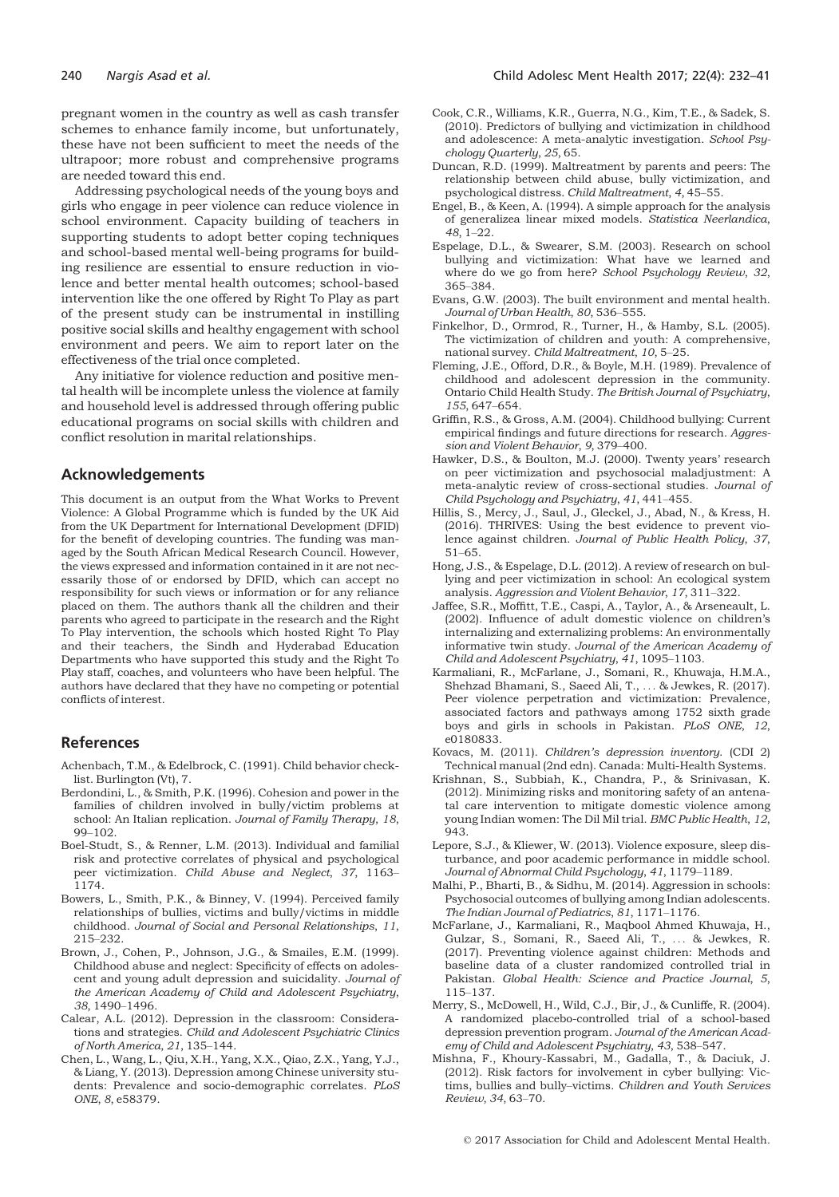pregnant women in the country as well as cash transfer schemes to enhance family income, but unfortunately, these have not been sufficient to meet the needs of the ultrapoor; more robust and comprehensive programs are needed toward this end.

Addressing psychological needs of the young boys and girls who engage in peer violence can reduce violence in school environment. Capacity building of teachers in supporting students to adopt better coping techniques and school-based mental well-being programs for building resilience are essential to ensure reduction in violence and better mental health outcomes; school-based intervention like the one offered by Right To Play as part of the present study can be instrumental in instilling positive social skills and healthy engagement with school environment and peers. We aim to report later on the effectiveness of the trial once completed.

Any initiative for violence reduction and positive mental health will be incomplete unless the violence at family and household level is addressed through offering public educational programs on social skills with children and conflict resolution in marital relationships.

## Acknowledgements

This document is an output from the What Works to Prevent Violence: A Global Programme which is funded by the UK Aid from the UK Department for International Development (DFID) for the benefit of developing countries. The funding was managed by the South African Medical Research Council. However, the views expressed and information contained in it are not necessarily those of or endorsed by DFID, which can accept no responsibility for such views or information or for any reliance placed on them. The authors thank all the children and their parents who agreed to participate in the research and the Right To Play intervention, the schools which hosted Right To Play and their teachers, the Sindh and Hyderabad Education Departments who have supported this study and the Right To Play staff, coaches, and volunteers who have been helpful. The authors have declared that they have no competing or potential conflicts of interest.

## References

Achenbach, T.M., & Edelbrock, C. (1991). Child behavior checklist. Burlington (Vt), 7.

Berdondini, L., & Smith, P.K. (1996). Cohesion and power in the families of children involved in bully/victim problems at school: An Italian replication. *Journal of Family Therapy*, *18*, 99–102.

Boel-Studt, S., & Renner, L.M. (2013). Individual and familial risk and protective correlates of physical and psychological peer victimization. *Child Abuse and Neglect*, *37*, 1163–1174.

Bowers, L., Smith, P.K., & Binney, V. (1994). Perceived family relationships of bullies, victims and bully/victims in middle childhood. *Journal of Social and Personal Relationships*, *11*, 215–232.

Brown, J., Cohen, P., Johnson, J.G., & Smailes, E.M. (1999). Childhood abuse and neglect: Specificity of effects on adolescent and young adult depression and suicidality. *Journal of the American Academy of Child and Adolescent Psychiatry*, *38*, 1490–1496.

Calear, A.L. (2012). Depression in the classroom: Considerations and strategies. *Child and Adolescent Psychiatric Clinics of North America*, *21*, 135–144.

Chen, L., Wang, L., Qiu, X.H., Yang, X.X., Qiao, Z.X., Yang, Y.J., & Liang, Y. (2013). Depression among Chinese university students: Prevalence and socio-demographic correlates. *PLoS ONE*, *8*, e58379.

Cook, C.R., Williams, K.R., Guerra, N.G., Kim, T.E., & Sadek, S. (2010). Predictors of bullying and victimization in childhood and adolescence: A meta-analytic investigation. *School Psychology Quarterly*, *25*, 65.

Duncan, R.D. (1999). Maltreatment by parents and peers: The relationship between child abuse, bully victimization, and psychological distress. *Child Maltreatment*, *4*, 45–55.

Engel, B., & Keen, A. (1994). A simple approach for the analysis of generalizea linear mixed models. *Statistica Neerlandica*, *48*, 1–22.

Espelage, D.L., & Swearer, S.M. (2003). Research on school bullying and victimization: What have we learned and where do we go from here? *School Psychology Review*, *32*, 365–384.

Evans, G.W. (2003). The built environment and mental health. *Journal of Urban Health*, *80*, 536–555.

Finkelhor, D., Ormrod, R., Turner, H., & Hamby, S.L. (2005). The victimization of children and youth: A comprehensive, national survey. *Child Maltreatment*, *10*, 5–25.

Fleming, J.E., Offord, D.R., & Boyle, M.H. (1989). Prevalence of childhood and adolescent depression in the community. Ontario Child Health Study. *The British Journal of Psychiatry*, *155*, 647–654.

Griffin, R.S., & Gross, A.M. (2004). Childhood bullying: Current empirical findings and future directions for research. *Aggression and Violent Behavior*, *9*, 379–400.

Hawker, D.S., & Boulton, M.J. (2000). Twenty years' research on peer victimization and psychosocial maladjustment: A meta-analytic review of cross-sectional studies. *Journal of Child Psychology and Psychiatry*, *41*, 441–455.

Hillis, S., Mercy, J., Saul, J., Gleckel, J., Abad, N., & Kress, H. (2016). THRIVES: Using the best evidence to prevent violence against children. *Journal of Public Health Policy*, *37*, 51–65.

Hong, J.S., & Espelage, D.L. (2012). A review of research on bullying and peer victimization in school: An ecological system analysis. *Aggression and Violent Behavior*, *17*, 311–322.

Jaffee, S.R., Moffitt, T.E., Caspi, A., Taylor, A., & Arseneault, L. (2002). Influence of adult domestic violence on children's internalizing and externalizing problems: An environmentally informative twin study. *Journal of the American Academy of Child and Adolescent Psychiatry*, *41*, 1095–1103.

Karmaliani, R., McFarlane, J., Somani, R., Khuwaja, H.M.A., Shehzad Bhamani, S., Saeed Ali, T., ... & Jewkes, R. (2017). Peer violence perpetration and victimization: Prevalence, associated factors and pathways among 1752 sixth grade boys and girls in schools in Pakistan. *PLoS ONE*, *12*, e0180833.

Kovacs, M. (2011). *Children's depression inventory.* (CDI 2) Technical manual (2nd edn). Canada: Multi-Health Systems.

Krishnan, S., Subbiah, K., Chandra, P., & Srinivasan, K. (2012). Minimizing risks and monitoring safety of an antenatal care intervention to mitigate domestic violence among young Indian women: The Dil Mil trial. *BMC Public Health*, *12*, 943.

Lepore, S.J., & Kliewer, W. (2013). Violence exposure, sleep disturbance, and poor academic performance in middle school. *Journal of Abnormal Child Psychology*, *41*, 1179–1189.

Malhi, P., Bharti, B., & Sidhu, M. (2014). Aggression in schools: Psychosocial outcomes of bullying among Indian adolescents. *The Indian Journal of Pediatrics*, *81*, 1171–1176.

McFarlane, J., Karmaliani, R., Maqbool Ahmed Khuwaja, H., Gulzar, S., Somani, R., Saeed Ali, T., ... & Jewkes, R. (2017). Preventing violence against children: Methods and baseline data of a cluster randomized controlled trial in Pakistan. *Global Health: Science and Practice Journal*, *5*, 115–137.

Merry, S., McDowell, H., Wild, C.J., Bir, J., & Cunliffe, R. (2004). A randomized placebo-controlled trial of a school-based depression prevention program. *Journal of the American Academy of Child and Adolescent Psychiatry*, *43*, 538–547.

Mishna, F., Khoury-Kassabri, M., Gadalla, T., & Daciuk, J. (2012). Risk factors for involvement in cyber bullying: Victims, bullies and bully–victims. *Children and Youth Services Review*, *34*, 63–70.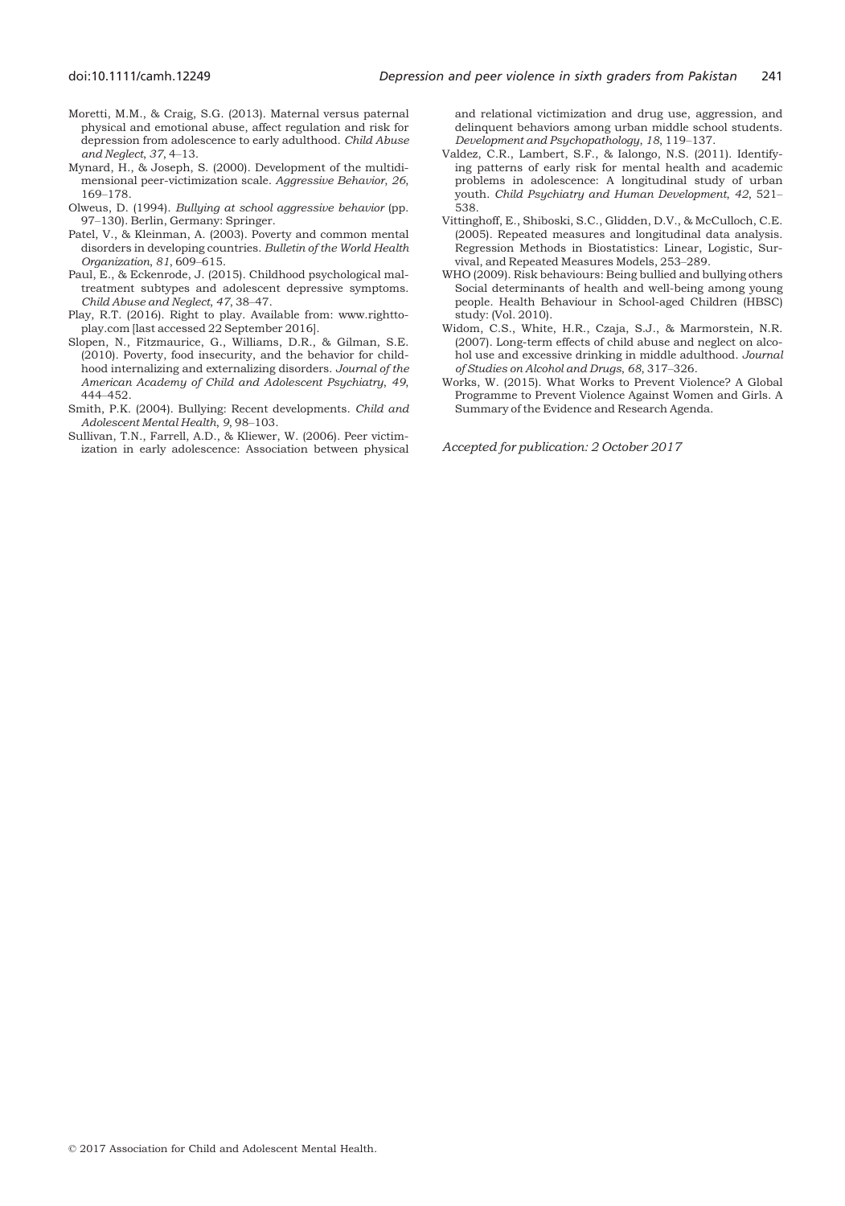Moretti, M.M., & Craig, S.G. (2013). Maternal versus paternal physical and emotional abuse, affect regulation and risk for depression from adolescence to early adulthood. *Child Abuse and Neglect*, *37*, 4–13.

Mynard, H., & Joseph, S. (2000). Development of the multidimensional peer-victimization scale. *Aggressive Behavior*, *26*, 169–178.

Olweus, D. (1994). *Bullying at school aggressive behavior* (pp. 97–130). Berlin, Germany: Springer.

Patel, V., & Kleinman, A. (2003). Poverty and common mental disorders in developing countries. *Bulletin of the World Health Organization*, *81*, 609–615.

Paul, E., & Eckenrode, J. (2015). Childhood psychological maltreatment subtypes and adolescent depressive symptoms. *Child Abuse and Neglect*, *47*, 38–47.

Play, R.T. (2016). Right to play. Available from: www.righttoplay.com [last accessed 22 September 2016].

Slopen, N., Fitzmaurice, G., Williams, D.R., & Gilman, S.E. (2010). Poverty, food insecurity, and the behavior for childhood internalizing and externalizing disorders. *Journal of the American Academy of Child and Adolescent Psychiatry*, *49*, 444–452.

Smith, P.K. (2004). Bullying: Recent developments. *Child and Adolescent Mental Health*, *9*, 98–103.

Sullivan, T.N., Farrell, A.D., & Kliewer, W. (2006). Peer victimization in early adolescence: Association between physical and relational victimization and drug use, aggression, and delinquent behaviors among urban middle school students. *Development and Psychopathology*, *18*, 119–137.

Valdez, C.R., Lambert, S.F., & Ialongo, N.S. (2011). Identifying patterns of early risk for mental health and academic problems in adolescence: A longitudinal study of urban youth. *Child Psychiatry and Human Development*, *42*, 521–538.

Vittinghoff, E., Shiboski, S.C., Glidden, D.V., & McCulloch, C.E. (2005). Repeated measures and longitudinal data analysis. Regression Methods in Biostatistics: Linear, Logistic, Survival, and Repeated Measures Models, 253–289.

WHO (2009). Risk behaviours: Being bullied and bullying others Social determinants of health and well-being among young people. Health Behaviour in School-aged Children (HBSC) study: (Vol. 2010).

Widom, C.S., White, H.R., Czaja, S.J., & Marmorstein, N.R. (2007). Long-term effects of child abuse and neglect on alcohol use and excessive drinking in middle adulthood. *Journal of Studies on Alcohol and Drugs*, *68*, 317–326.

Works, W. (2015). What Works to Prevent Violence? A Global Programme to Prevent Violence Against Women and Girls. A Summary of the Evidence and Research Agenda.

*Accepted for publication: 2 October 2017*